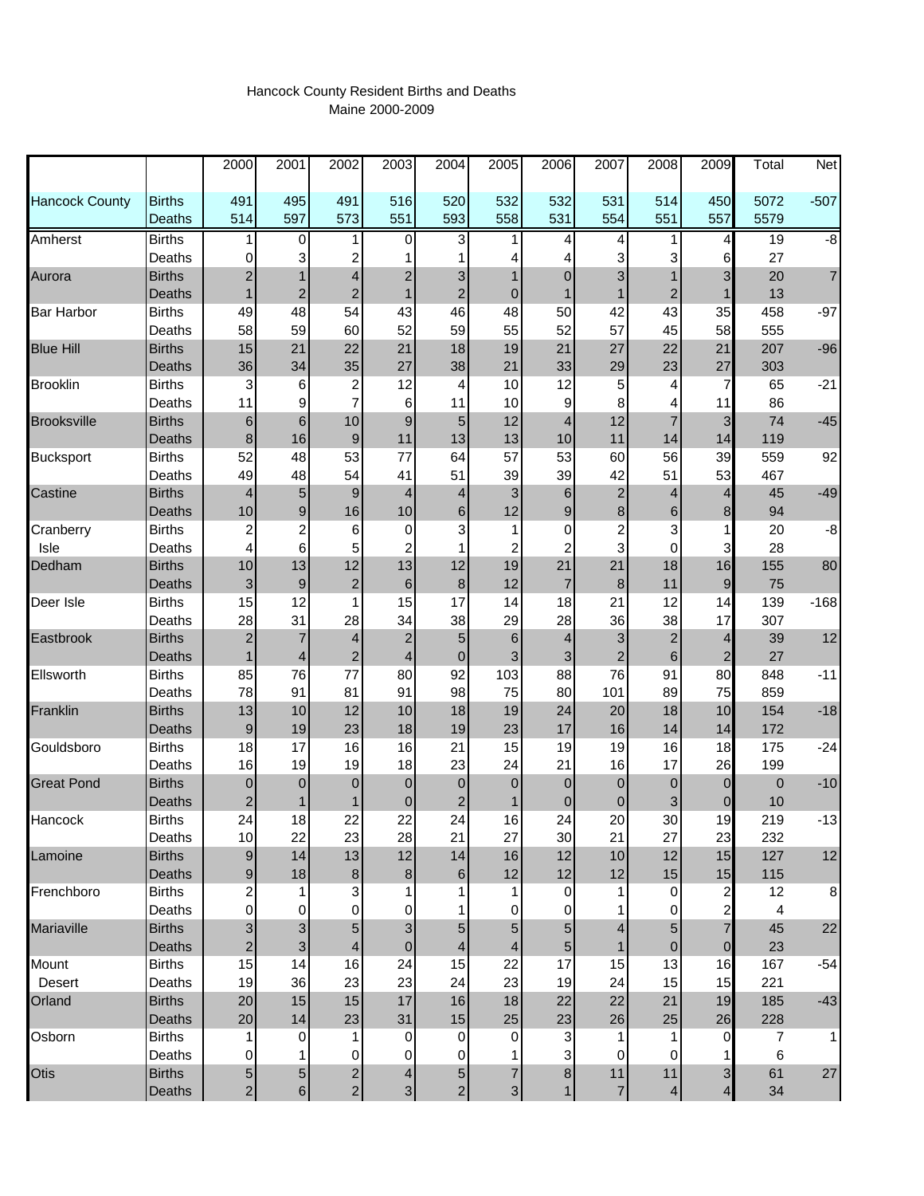Hancock County Resident Births and Deaths
Maine 2000-2009

| | | 2000 | 2001 | 2002 | 2003 | 2004 | 2005 | 2006 | 2007 | 2008 | 2009 | Total | Net |
|---|---|---|---|---|---|---|---|---|---|---|---|---|---|
| Hancock County | Births | 491 | 495 | 491 | 516 | 520 | 532 | 532 | 531 | 514 | 450 | 5072 | -507 |
| | Deaths | 514 | 597 | 573 | 551 | 593 | 558 | 531 | 554 | 551 | 557 | 5579 | |
| Amherst | Births | 1 | 0 | 1 | 0 | 3 | 1 | 4 | 4 | 1 | 4 | 19 | -8 |
| | Deaths | 0 | 3 | 2 | 1 | 1 | 4 | 4 | 3 | 3 | 6 | 27 | |
| Aurora | Births | 2 | 1 | 4 | 2 | 3 | 1 | 0 | 3 | 1 | 3 | 20 | 7 |
| | Deaths | 1 | 2 | 2 | 1 | 2 | 0 | 1 | 1 | 2 | 1 | 13 | |
| Bar Harbor | Births | 49 | 48 | 54 | 43 | 46 | 48 | 50 | 42 | 43 | 35 | 458 | -97 |
| | Deaths | 58 | 59 | 60 | 52 | 59 | 55 | 52 | 57 | 45 | 58 | 555 | |
| Blue Hill | Births | 15 | 21 | 22 | 21 | 18 | 19 | 21 | 27 | 22 | 21 | 207 | -96 |
| | Deaths | 36 | 34 | 35 | 27 | 38 | 21 | 33 | 29 | 23 | 27 | 303 | |
| Brooklin | Births | 3 | 6 | 2 | 12 | 4 | 10 | 12 | 5 | 4 | 7 | 65 | -21 |
| | Deaths | 11 | 9 | 7 | 6 | 11 | 10 | 9 | 8 | 4 | 11 | 86 | |
| Brooksville | Births | 6 | 6 | 10 | 9 | 5 | 12 | 4 | 12 | 7 | 3 | 74 | -45 |
| | Deaths | 8 | 16 | 9 | 11 | 13 | 13 | 10 | 11 | 14 | 14 | 119 | |
| Bucksport | Births | 52 | 48 | 53 | 77 | 64 | 57 | 53 | 60 | 56 | 39 | 559 | 92 |
| | Deaths | 49 | 48 | 54 | 41 | 51 | 39 | 39 | 42 | 51 | 53 | 467 | |
| Castine | Births | 4 | 5 | 9 | 4 | 4 | 3 | 6 | 2 | 4 | 4 | 45 | -49 |
| | Deaths | 10 | 9 | 16 | 10 | 6 | 12 | 9 | 8 | 6 | 8 | 94 | |
| Cranberry Isle | Births | 2 | 2 | 6 | 0 | 3 | 1 | 0 | 2 | 3 | 1 | 20 | -8 |
| | Deaths | 4 | 6 | 5 | 2 | 1 | 2 | 2 | 3 | 0 | 3 | 28 | |
| Dedham | Births | 10 | 13 | 12 | 13 | 12 | 19 | 21 | 21 | 18 | 16 | 155 | 80 |
| | Deaths | 3 | 9 | 2 | 6 | 8 | 12 | 7 | 8 | 11 | 9 | 75 | |
| Deer Isle | Births | 15 | 12 | 1 | 15 | 17 | 14 | 18 | 21 | 12 | 14 | 139 | -168 |
| | Deaths | 28 | 31 | 28 | 34 | 38 | 29 | 28 | 36 | 38 | 17 | 307 | |
| Eastbrook | Births | 2 | 7 | 4 | 2 | 5 | 6 | 4 | 3 | 2 | 4 | 39 | 12 |
| | Deaths | 1 | 4 | 2 | 4 | 0 | 3 | 3 | 2 | 6 | 2 | 27 | |
| Ellsworth | Births | 85 | 76 | 77 | 80 | 92 | 103 | 88 | 76 | 91 | 80 | 848 | -11 |
| | Deaths | 78 | 91 | 81 | 91 | 98 | 75 | 80 | 101 | 89 | 75 | 859 | |
| Franklin | Births | 13 | 10 | 12 | 10 | 18 | 19 | 24 | 20 | 18 | 10 | 154 | -18 |
| | Deaths | 9 | 19 | 23 | 18 | 19 | 23 | 17 | 16 | 14 | 14 | 172 | |
| Gouldsboro | Births | 18 | 17 | 16 | 16 | 21 | 15 | 19 | 19 | 16 | 18 | 175 | -24 |
| | Deaths | 16 | 19 | 19 | 18 | 23 | 24 | 21 | 16 | 17 | 26 | 199 | |
| Great Pond | Births | 0 | 0 | 0 | 0 | 0 | 0 | 0 | 0 | 0 | 0 | 0 | -10 |
| | Deaths | 2 | 1 | 1 | 0 | 2 | 1 | 0 | 0 | 3 | 0 | 10 | |
| Hancock | Births | 24 | 18 | 22 | 22 | 24 | 16 | 24 | 20 | 30 | 19 | 219 | -13 |
| | Deaths | 10 | 22 | 23 | 28 | 21 | 27 | 30 | 21 | 27 | 23 | 232 | |
| Lamoine | Births | 9 | 14 | 13 | 12 | 14 | 16 | 12 | 10 | 12 | 15 | 127 | 12 |
| | Deaths | 9 | 18 | 8 | 8 | 6 | 12 | 12 | 12 | 15 | 15 | 115 | |
| Frenchboro | Births | 2 | 1 | 3 | 1 | 1 | 1 | 0 | 1 | 0 | 2 | 12 | 8 |
| | Deaths | 0 | 0 | 0 | 0 | 1 | 0 | 0 | 1 | 0 | 2 | 4 | |
| Mariaville | Births | 3 | 3 | 5 | 3 | 5 | 5 | 5 | 4 | 5 | 7 | 45 | 22 |
| | Deaths | 2 | 3 | 4 | 0 | 4 | 4 | 5 | 1 | 0 | 0 | 23 | |
| Mount Desert | Births | 15 | 14 | 16 | 24 | 15 | 22 | 17 | 15 | 13 | 16 | 167 | -54 |
| | Deaths | 19 | 36 | 23 | 23 | 24 | 23 | 19 | 24 | 15 | 15 | 221 | |
| Orland | Births | 20 | 15 | 15 | 17 | 16 | 18 | 22 | 22 | 21 | 19 | 185 | -43 |
| | Deaths | 20 | 14 | 23 | 31 | 15 | 25 | 23 | 26 | 25 | 26 | 228 | |
| Osborn | Births | 1 | 0 | 1 | 0 | 0 | 0 | 3 | 1 | 1 | 0 | 7 | 1 |
| | Deaths | 0 | 1 | 0 | 0 | 0 | 1 | 3 | 0 | 0 | 1 | 6 | |
| Otis | Births | 5 | 5 | 2 | 4 | 5 | 7 | 8 | 11 | 11 | 3 | 61 | 27 |
| | Deaths | 2 | 6 | 2 | 3 | 2 | 3 | 1 | 7 | 4 | 4 | 34 | |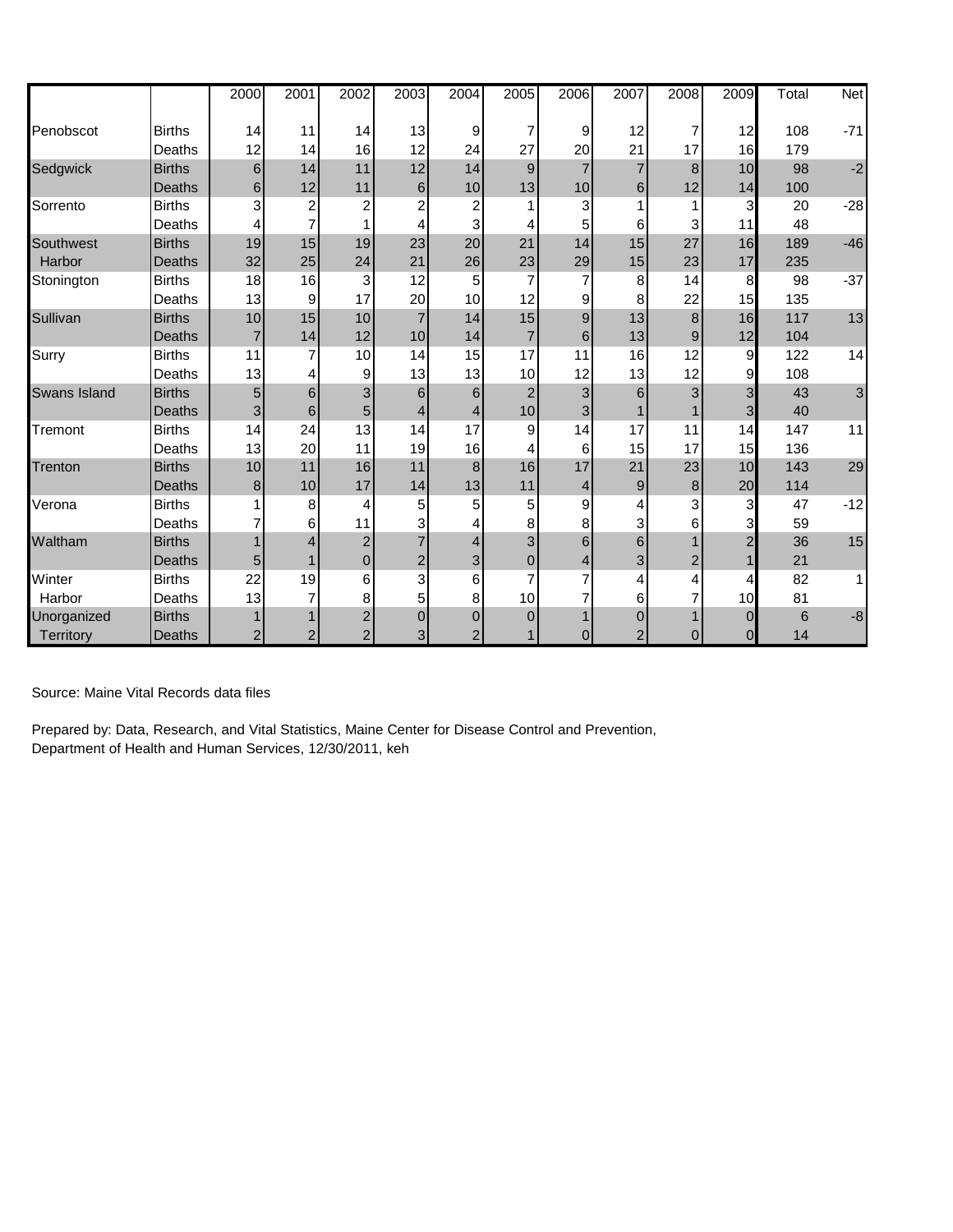| | | 2000 | 2001 | 2002 | 2003 | 2004 | 2005 | 2006 | 2007 | 2008 | 2009 | Total | Net |
|---|---|---|---|---|---|---|---|---|---|---|---|---|---|
| Penobscot | Births | 14 | 11 | 14 | 13 | 9 | 7 | 9 | 12 | 7 | 12 | 108 | -71 |
| | Deaths | 12 | 14 | 16 | 12 | 24 | 27 | 20 | 21 | 17 | 16 | 179 | |
| Sedgwick | Births | 6 | 14 | 11 | 12 | 14 | 9 | 7 | 7 | 8 | 10 | 98 | -2 |
| | Deaths | 6 | 12 | 11 | 6 | 10 | 13 | 10 | 6 | 12 | 14 | 100 | |
| Sorrento | Births | 3 | 2 | 2 | 2 | 2 | 1 | 3 | 1 | 1 | 3 | 20 | -28 |
| | Deaths | 4 | 7 | 1 | 4 | 3 | 4 | 5 | 6 | 3 | 11 | 48 | |
| Southwest Harbor | Births | 19 | 15 | 19 | 23 | 20 | 21 | 14 | 15 | 27 | 16 | 189 | -46 |
| | Deaths | 32 | 25 | 24 | 21 | 26 | 23 | 29 | 15 | 23 | 17 | 235 | |
| Stonington | Births | 18 | 16 | 3 | 12 | 5 | 7 | 7 | 8 | 14 | 8 | 98 | -37 |
| | Deaths | 13 | 9 | 17 | 20 | 10 | 12 | 9 | 8 | 22 | 15 | 135 | |
| Sullivan | Births | 10 | 15 | 10 | 7 | 14 | 15 | 9 | 13 | 8 | 16 | 117 | 13 |
| | Deaths | 7 | 14 | 12 | 10 | 14 | 7 | 6 | 13 | 9 | 12 | 104 | |
| Surry | Births | 11 | 7 | 10 | 14 | 15 | 17 | 11 | 16 | 12 | 9 | 122 | 14 |
| | Deaths | 13 | 4 | 9 | 13 | 13 | 10 | 12 | 13 | 12 | 9 | 108 | |
| Swans Island | Births | 5 | 6 | 3 | 6 | 6 | 2 | 3 | 6 | 3 | 3 | 43 | 3 |
| | Deaths | 3 | 6 | 5 | 4 | 4 | 10 | 3 | 1 | 1 | 3 | 40 | |
| Tremont | Births | 14 | 24 | 13 | 14 | 17 | 9 | 14 | 17 | 11 | 14 | 147 | 11 |
| | Deaths | 13 | 20 | 11 | 19 | 16 | 4 | 6 | 15 | 17 | 15 | 136 | |
| Trenton | Births | 10 | 11 | 16 | 11 | 8 | 16 | 17 | 21 | 23 | 10 | 143 | 29 |
| | Deaths | 8 | 10 | 17 | 14 | 13 | 11 | 4 | 9 | 8 | 20 | 114 | |
| Verona | Births | 1 | 8 | 4 | 5 | 5 | 5 | 9 | 4 | 3 | 3 | 47 | -12 |
| | Deaths | 7 | 6 | 11 | 3 | 4 | 8 | 8 | 3 | 6 | 3 | 59 | |
| Waltham | Births | 1 | 4 | 2 | 7 | 4 | 3 | 6 | 6 | 1 | 2 | 36 | 15 |
| | Deaths | 5 | 1 | 0 | 2 | 3 | 0 | 4 | 3 | 2 | 1 | 21 | |
| Winter Harbor | Births | 22 | 19 | 6 | 3 | 6 | 7 | 7 | 4 | 4 | 4 | 82 | 1 |
| | Deaths | 13 | 7 | 8 | 5 | 8 | 10 | 7 | 6 | 7 | 10 | 81 | |
| Unorganized Territory | Births | 1 | 1 | 2 | 0 | 0 | 0 | 1 | 0 | 1 | 0 | 6 | -8 |
| | Deaths | 2 | 2 | 2 | 3 | 2 | 1 | 0 | 2 | 0 | 0 | 14 | |

Source: Maine Vital Records data files

Prepared by: Data, Research, and Vital Statistics, Maine Center for Disease Control and Prevention, Department of Health and Human Services, 12/30/2011, keh